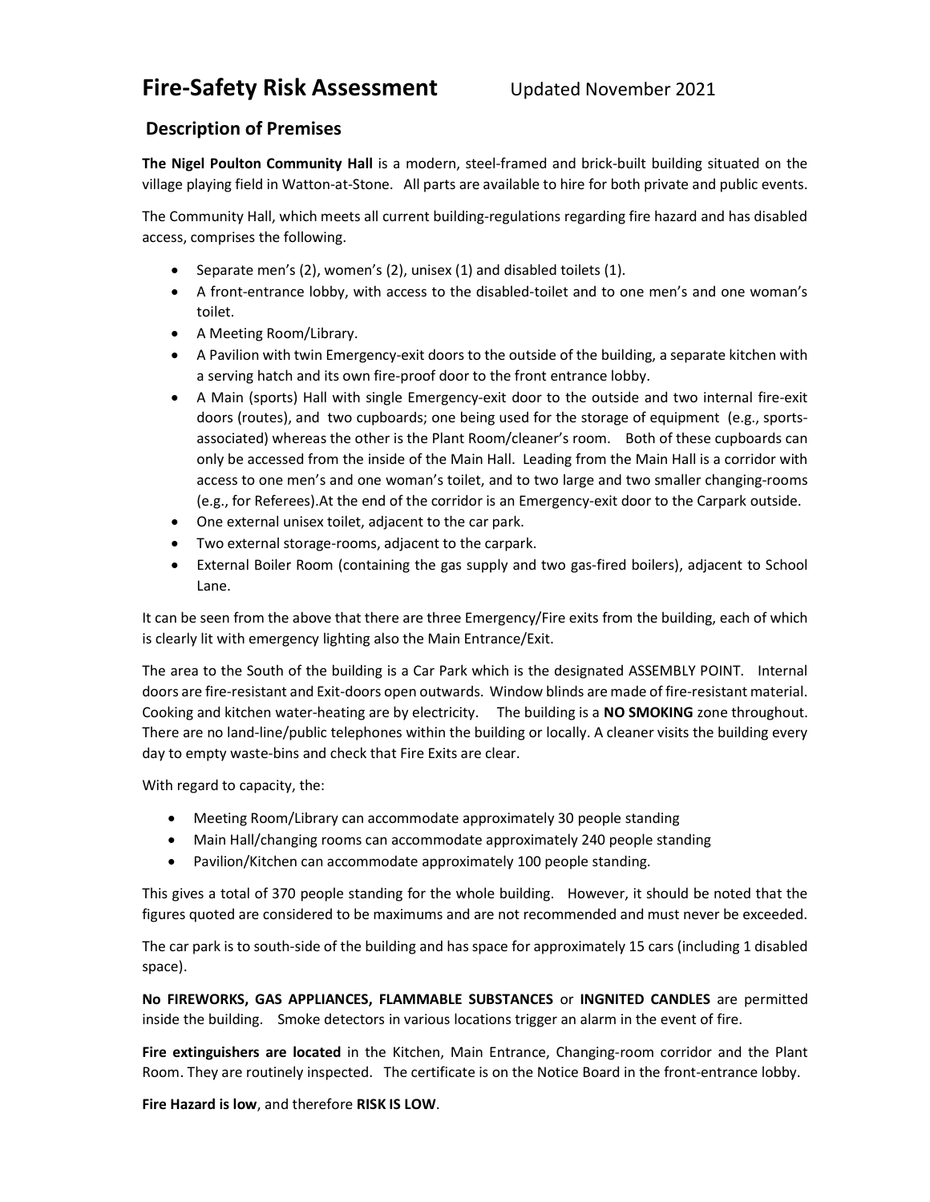# Fire-Safety Risk Assessment    Updated November 2021

## Description of Premises

**The Nigel Poulton Community Hall** is a modern, steel-framed and brick-built building situated on the village playing field in Watton-at-Stone. All parts are available to hire for both private and public events.

The Community Hall, which meets all current building-regulations regarding fire hazard and has disabled access, comprises the following.

- Separate men's (2), women's (2), unisex (1) and disabled toilets (1).
- A front-entrance lobby, with access to the disabled-toilet and to one men's and one woman's toilet.
- A Meeting Room/Library.
- A Pavilion with twin Emergency-exit doors to the outside of the building, a separate kitchen with a serving hatch and its own fire-proof door to the front entrance lobby.
- A Main (sports) Hall with single Emergency-exit door to the outside and two internal fire-exit doors (routes), and two cupboards; one being used for the storage of equipment (e.g., sports-associated) whereas the other is the Plant Room/cleaner's room. Both of these cupboards can only be accessed from the inside of the Main Hall. Leading from the Main Hall is a corridor with access to one men's and one woman's toilet, and to two large and two smaller changing-rooms (e.g., for Referees).At the end of the corridor is an Emergency-exit door to the Carpark outside.
- One external unisex toilet, adjacent to the car park.
- Two external storage-rooms, adjacent to the carpark.
- External Boiler Room (containing the gas supply and two gas-fired boilers), adjacent to School Lane.

It can be seen from the above that there are three Emergency/Fire exits from the building, each of which is clearly lit with emergency lighting also the Main Entrance/Exit.

The area to the South of the building is a Car Park which is the designated ASSEMBLY POINT. Internal doors are fire-resistant and Exit-doors open outwards. Window blinds are made of fire-resistant material. Cooking and kitchen water-heating are by electricity. The building is a **NO SMOKING** zone throughout. There are no land-line/public telephones within the building or locally. A cleaner visits the building every day to empty waste-bins and check that Fire Exits are clear.

With regard to capacity, the:

- Meeting Room/Library can accommodate approximately 30 people standing
- Main Hall/changing rooms can accommodate approximately 240 people standing
- Pavilion/Kitchen can accommodate approximately 100 people standing.

This gives a total of 370 people standing for the whole building. However, it should be noted that the figures quoted are considered to be maximums and are not recommended and must never be exceeded.

The car park is to south-side of the building and has space for approximately 15 cars (including 1 disabled space).

**No FIREWORKS, GAS APPLIANCES, FLAMMABLE SUBSTANCES** or **INGNITED CANDLES** are permitted inside the building. Smoke detectors in various locations trigger an alarm in the event of fire.

**Fire extinguishers are located** in the Kitchen, Main Entrance, Changing-room corridor and the Plant Room. They are routinely inspected. The certificate is on the Notice Board in the front-entrance lobby.

**Fire Hazard is low**, and therefore **RISK IS LOW**.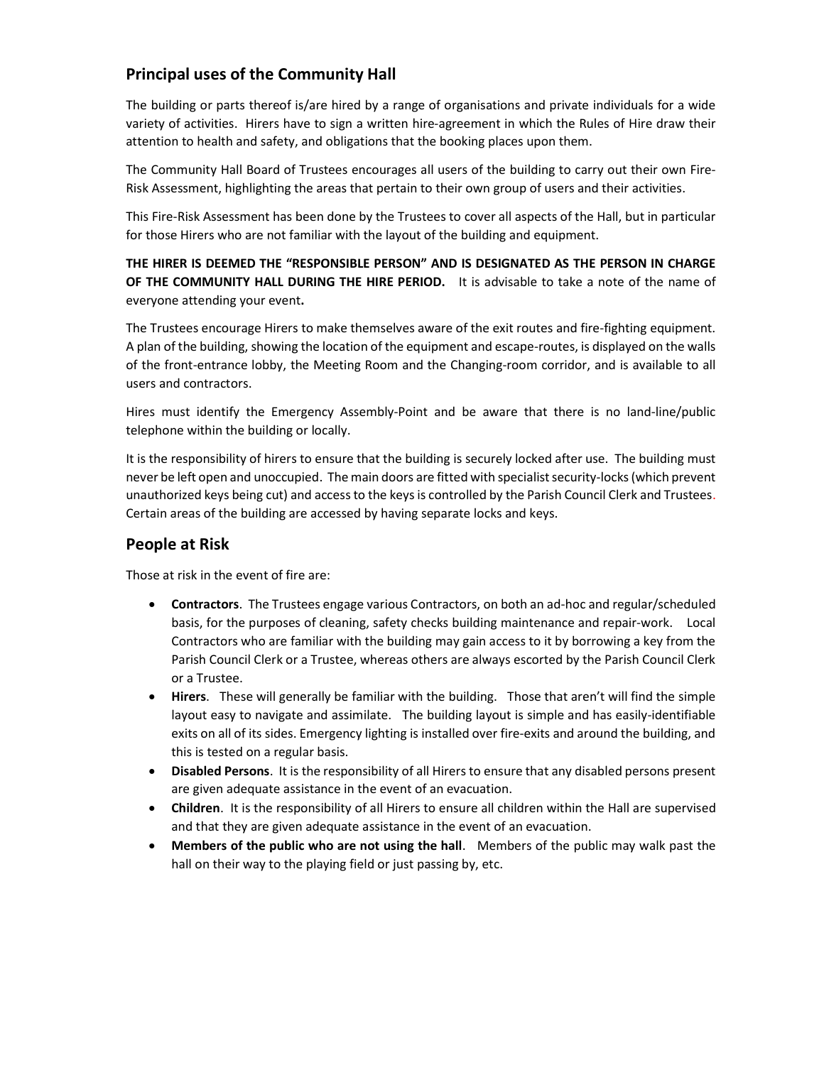## Principal uses of the Community Hall

The building or parts thereof is/are hired by a range of organisations and private individuals for a wide variety of activities. Hirers have to sign a written hire-agreement in which the Rules of Hire draw their attention to health and safety, and obligations that the booking places upon them.

The Community Hall Board of Trustees encourages all users of the building to carry out their own Fire-Risk Assessment, highlighting the areas that pertain to their own group of users and their activities.

This Fire-Risk Assessment has been done by the Trustees to cover all aspects of the Hall, but in particular for those Hirers who are not familiar with the layout of the building and equipment.

**THE HIRER IS DEEMED THE "RESPONSIBLE PERSON" AND IS DESIGNATED AS THE PERSON IN CHARGE OF THE COMMUNITY HALL DURING THE HIRE PERIOD.** It is advisable to take a note of the name of everyone attending your event**.**

The Trustees encourage Hirers to make themselves aware of the exit routes and fire-fighting equipment. A plan of the building, showing the location of the equipment and escape-routes, is displayed on the walls of the front-entrance lobby, the Meeting Room and the Changing-room corridor, and is available to all users and contractors.

Hires must identify the Emergency Assembly-Point and be aware that there is no land-line/public telephone within the building or locally.

It is the responsibility of hirers to ensure that the building is securely locked after use. The building must never be left open and unoccupied. The main doors are fitted with specialist security-locks (which prevent unauthorized keys being cut) and access to the keys is controlled by the Parish Council Clerk and Trustees. Certain areas of the building are accessed by having separate locks and keys.

## People at Risk

Those at risk in the event of fire are:

- **Contractors**. The Trustees engage various Contractors, on both an ad-hoc and regular/scheduled basis, for the purposes of cleaning, safety checks building maintenance and repair-work. Local Contractors who are familiar with the building may gain access to it by borrowing a key from the Parish Council Clerk or a Trustee, whereas others are always escorted by the Parish Council Clerk or a Trustee.
- **Hirers**. These will generally be familiar with the building. Those that aren't will find the simple layout easy to navigate and assimilate. The building layout is simple and has easily-identifiable exits on all of its sides. Emergency lighting is installed over fire-exits and around the building, and this is tested on a regular basis.
- **Disabled Persons**. It is the responsibility of all Hirers to ensure that any disabled persons present are given adequate assistance in the event of an evacuation.
- **Children**. It is the responsibility of all Hirers to ensure all children within the Hall are supervised and that they are given adequate assistance in the event of an evacuation.
- **Members of the public who are not using the hall**. Members of the public may walk past the hall on their way to the playing field or just passing by, etc.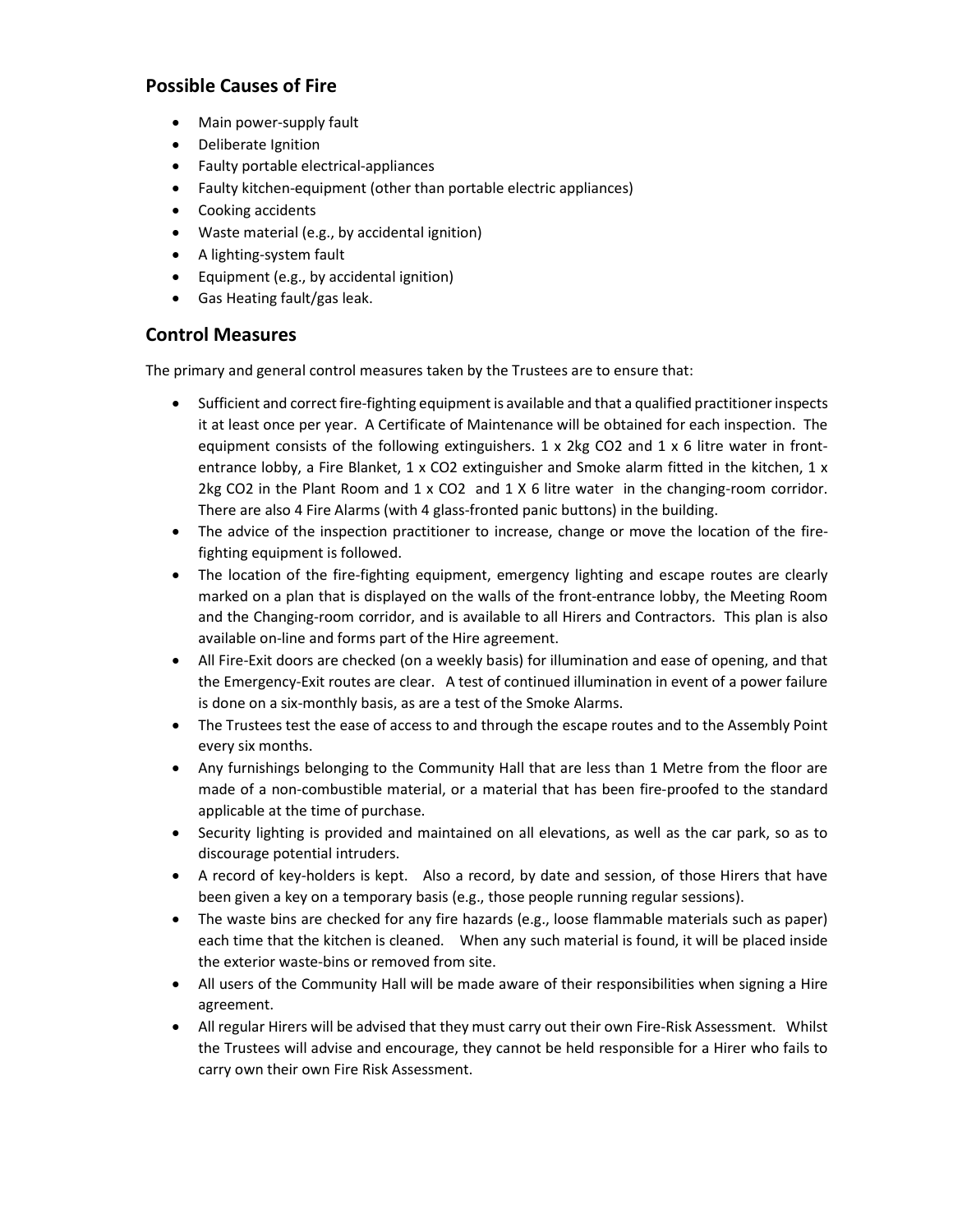## Possible Causes of Fire

- Main power-supply fault
- Deliberate Ignition
- Faulty portable electrical-appliances
- Faulty kitchen-equipment (other than portable electric appliances)
- Cooking accidents
- Waste material (e.g., by accidental ignition)
- A lighting-system fault
- Equipment (e.g., by accidental ignition)
- Gas Heating fault/gas leak.

## Control Measures

The primary and general control measures taken by the Trustees are to ensure that:

- Sufficient and correct fire-fighting equipment is available and that a qualified practitioner inspects it at least once per year. A Certificate of Maintenance will be obtained for each inspection. The equipment consists of the following extinguishers. 1 x 2kg $CO_2$ and 1 x 6 litre water in front-entrance lobby, a Fire Blanket, 1 x $CO_2$ extinguisher and Smoke alarm fitted in the kitchen, 1 x 2kg $CO_2$ in the Plant Room and 1 x $CO_2$ and 1 X 6 litre water in the changing-room corridor. There are also 4 Fire Alarms (with 4 glass-fronted panic buttons) in the building.
- The advice of the inspection practitioner to increase, change or move the location of the fire-fighting equipment is followed.
- The location of the fire-fighting equipment, emergency lighting and escape routes are clearly marked on a plan that is displayed on the walls of the front-entrance lobby, the Meeting Room and the Changing-room corridor, and is available to all Hirers and Contractors. This plan is also available on-line and forms part of the Hire agreement.
- All Fire-Exit doors are checked (on a weekly basis) for illumination and ease of opening, and that the Emergency-Exit routes are clear. A test of continued illumination in event of a power failure is done on a six-monthly basis, as are a test of the Smoke Alarms.
- The Trustees test the ease of access to and through the escape routes and to the Assembly Point every six months.
- Any furnishings belonging to the Community Hall that are less than 1 Metre from the floor are made of a non-combustible material, or a material that has been fire-proofed to the standard applicable at the time of purchase.
- Security lighting is provided and maintained on all elevations, as well as the car park, so as to discourage potential intruders.
- A record of key-holders is kept. Also a record, by date and session, of those Hirers that have been given a key on a temporary basis (e.g., those people running regular sessions).
- The waste bins are checked for any fire hazards (e.g., loose flammable materials such as paper) each time that the kitchen is cleaned. When any such material is found, it will be placed inside the exterior waste-bins or removed from site.
- All users of the Community Hall will be made aware of their responsibilities when signing a Hire agreement.
- All regular Hirers will be advised that they must carry out their own Fire-Risk Assessment. Whilst the Trustees will advise and encourage, they cannot be held responsible for a Hirer who fails to carry own their own Fire Risk Assessment.